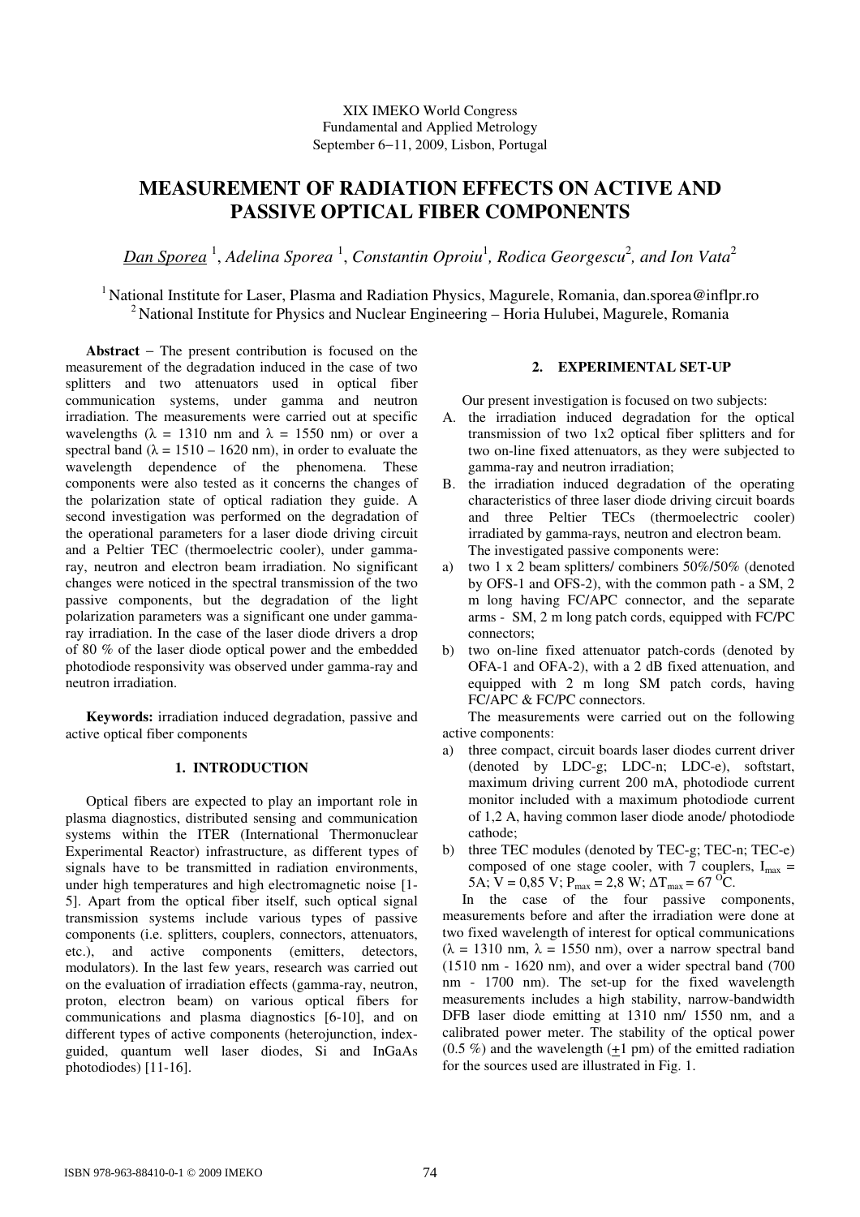XIX IMEKO World Congress
Fundamental and Applied Metrology
September 6−11, 2009, Lisbon, Portugal

# MEASUREMENT OF RADIATION EFFECTS ON ACTIVE AND PASSIVE OPTICAL FIBER COMPONENTS

*Dan Sporea* [1], *Adelina Sporea* [1], *Constantin Oproiu*[1], *Rodica Georgescu*[2], *and Ion Vata*[2]

[1] National Institute for Laser, Plasma and Radiation Physics, Magurele, Romania, dan.sporea@inflpr.ro
[2] National Institute for Physics and Nuclear Engineering – Horia Hulubei, Magurele, Romania

**Abstract** − The present contribution is focused on the measurement of the degradation induced in the case of two splitters and two attenuators used in optical fiber communication systems, under gamma and neutron irradiation. The measurements were carried out at specific wavelengths ($\lambda$ = 1310 nm and $\lambda$ = 1550 nm) or over a spectral band ($\lambda$ = 1510 – 1620 nm), in order to evaluate the wavelength dependence of the phenomena. These components were also tested as it concerns the changes of the polarization state of optical radiation they guide. A second investigation was performed on the degradation of the operational parameters for a laser diode driving circuit and a Peltier TEC (thermoelectric cooler), under gamma-ray, neutron and electron beam irradiation. No significant changes were noticed in the spectral transmission of the two passive components, but the degradation of the light polarization parameters was a significant one under gamma-ray irradiation. In the case of the laser diode drivers a drop of 80 % of the laser diode optical power and the embedded photodiode responsivity was observed under gamma-ray and neutron irradiation.

**Keywords:** irradiation induced degradation, passive and active optical fiber components

## 1. INTRODUCTION

Optical fibers are expected to play an important role in plasma diagnostics, distributed sensing and communication systems within the ITER (International Thermonuclear Experimental Reactor) infrastructure, as different types of signals have to be transmitted in radiation environments, under high temperatures and high electromagnetic noise [1-5]. Apart from the optical fiber itself, such optical signal transmission systems include various types of passive components (i.e. splitters, couplers, connectors, attenuators, etc.), and active components (emitters, detectors, modulators). In the last few years, research was carried out on the evaluation of irradiation effects (gamma-ray, neutron, proton, electron beam) on various optical fibers for communications and plasma diagnostics [6-10], and on different types of active components (heterojunction, index-guided, quantum well laser diodes, Si and InGaAs photodiodes) [11-16].

## 2. EXPERIMENTAL SET-UP

Our present investigation is focused on two subjects:

A. the irradiation induced degradation for the optical transmission of two 1x2 optical fiber splitters and for two on-line fixed attenuators, as they were subjected to gamma-ray and neutron irradiation;
B. the irradiation induced degradation of the operating characteristics of three laser diode driving circuit boards and three Peltier TECs (thermoelectric cooler) irradiated by gamma-rays, neutron and electron beam.

The investigated passive components were:

a) two 1 x 2 beam splitters/ combiners 50%/50% (denoted by OFS-1 and OFS-2), with the common path - a SM, 2 m long having FC/APC connector, and the separate arms - SM, 2 m long patch cords, equipped with FC/PC connectors;
b) two on-line fixed attenuator patch-cords (denoted by OFA-1 and OFA-2), with a 2 dB fixed attenuation, and equipped with 2 m long SM patch cords, having FC/APC & FC/PC connectors.

The measurements were carried out on the following active components:

a) three compact, circuit boards laser diodes current driver (denoted by LDC-g; LDC-n; LDC-e), softstart, maximum driving current 200 mA, photodiode current monitor included with a maximum photodiode current of 1,2 A, having common laser diode anode/ photodiode cathode;
b) three TEC modules (denoted by TEC-g; TEC-n; TEC-e) composed of one stage cooler, with 7 couplers, $I_{max}$ = 5A; V = 0,85 V; $P_{max}$ = 2,8 W; $\Delta T_{max}$ = 67 $^{O}$C.

In the case of the four passive components, measurements before and after the irradiation were done at two fixed wavelength of interest for optical communications ($\lambda$ = 1310 nm, $\lambda$ = 1550 nm), over a narrow spectral band (1510 nm - 1620 nm), and over a wider spectral band (700 nm - 1700 nm). The set-up for the fixed wavelength measurements includes a high stability, narrow-bandwidth DFB laser diode emitting at 1310 nm/ 1550 nm, and a calibrated power meter. The stability of the optical power (0.5 %) and the wavelength ($\pm$1 pm) of the emitted radiation for the sources used are illustrated in Fig. 1.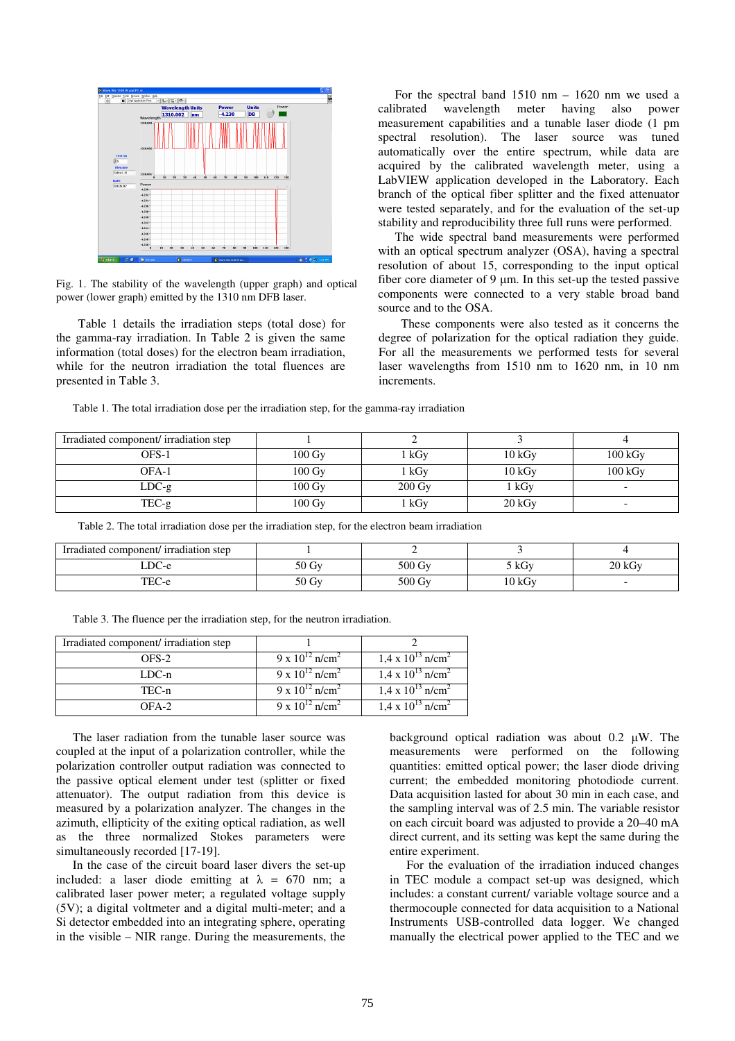Fig. 1. The stability of the wavelength (upper graph) and optical power (lower graph) emitted by the 1310 nm DFB laser.

Table 1 details the irradiation steps (total dose) for the gamma-ray irradiation. In Table 2 is given the same information (total doses) for the electron beam irradiation, while for the neutron irradiation the total fluences are presented in Table 3.

For the spectral band 1510 nm – 1620 nm we used a calibrated wavelength meter having also power measurement capabilities and a tunable laser diode (1 pm spectral resolution). The laser source was tuned automatically over the entire spectrum, while data are acquired by the calibrated wavelength meter, using a LabVIEW application developed in the Laboratory. Each branch of the optical fiber splitter and the fixed attenuator were tested separately, and for the evaluation of the set-up stability and reproducibility three full runs were performed.

The wide spectral band measurements were performed with an optical spectrum analyzer (OSA), having a spectral resolution of about 15, corresponding to the input optical fiber core diameter of 9 μm. In this set-up the tested passive components were connected to a very stable broad band source and to the OSA.

These components were also tested as it concerns the degree of polarization for the optical radiation they guide. For all the measurements we performed tests for several laser wavelengths from 1510 nm to 1620 nm, in 10 nm increments.

Table 1. The total irradiation dose per the irradiation step, for the gamma-ray irradiation

| Irradiated component/ irradiation step | 1 | 2 | 3 | 4 |
|---|---|---|---|---|
| OFS-1 | 100 Gy | 1 kGy | 10 kGy | 100 kGy |
| OFA-1 | 100 Gy | 1 kGy | 10 kGy | 100 kGy |
| LDC-g | 100 Gy | 200 Gy | 1 kGy | - |
| TEC-g | 100 Gy | 1 kGy | 20 kGy | - |

Table 2. The total irradiation dose per the irradiation step, for the electron beam irradiation

| Irradiated component/ irradiation step | 1 | 2 | 3 | 4 |
|---|---|---|---|---|
| LDC-e | 50 Gy | 500 Gy | 5 kGy | 20 kGy |
| TEC-e | 50 Gy | 500 Gy | 10 kGy | - |

Table 3. The fluence per the irradiation step, for the neutron irradiation.

| Irradiated component/ irradiation step | 1 | 2 |
|---|---|---|
| OFS-2 | $9 \times 10^{12}$ n/cm$^2$ | $1{,}4 \times 10^{13}$ n/cm$^2$ |
| LDC-n | $9 \times 10^{12}$ n/cm$^2$ | $1{,}4 \times 10^{13}$ n/cm$^2$ |
| TEC-n | $9 \times 10^{12}$ n/cm$^2$ | $1{,}4 \times 10^{13}$ n/cm$^2$ |
| OFA-2 | $9 \times 10^{12}$ n/cm$^2$ | $1{,}4 \times 10^{13}$ n/cm$^2$ |

The laser radiation from the tunable laser source was coupled at the input of a polarization controller, while the polarization controller output radiation was connected to the passive optical element under test (splitter or fixed attenuator). The output radiation from this device is measured by a polarization analyzer. The changes in the azimuth, ellipticity of the exiting optical radiation, as well as the three normalized Stokes parameters were simultaneously recorded [17-19].

In the case of the circuit board laser divers the set-up included: a laser diode emitting at $\lambda = 670$ nm; a calibrated laser power meter; a regulated voltage supply (5V); a digital voltmeter and a digital multi-meter; and a Si detector embedded into an integrating sphere, operating in the visible – NIR range. During the measurements, the background optical radiation was about 0.2 μW. The measurements were performed on the following quantities: emitted optical power; the laser diode driving current; the embedded monitoring photodiode current. Data acquisition lasted for about 30 min in each case, and the sampling interval was of 2.5 min. The variable resistor on each circuit board was adjusted to provide a 20–40 mA direct current, and its setting was kept the same during the entire experiment.

For the evaluation of the irradiation induced changes in TEC module a compact set-up was designed, which includes: a constant current/ variable voltage source and a thermocouple connected for data acquisition to a National Instruments USB-controlled data logger. We changed manually the electrical power applied to the TEC and we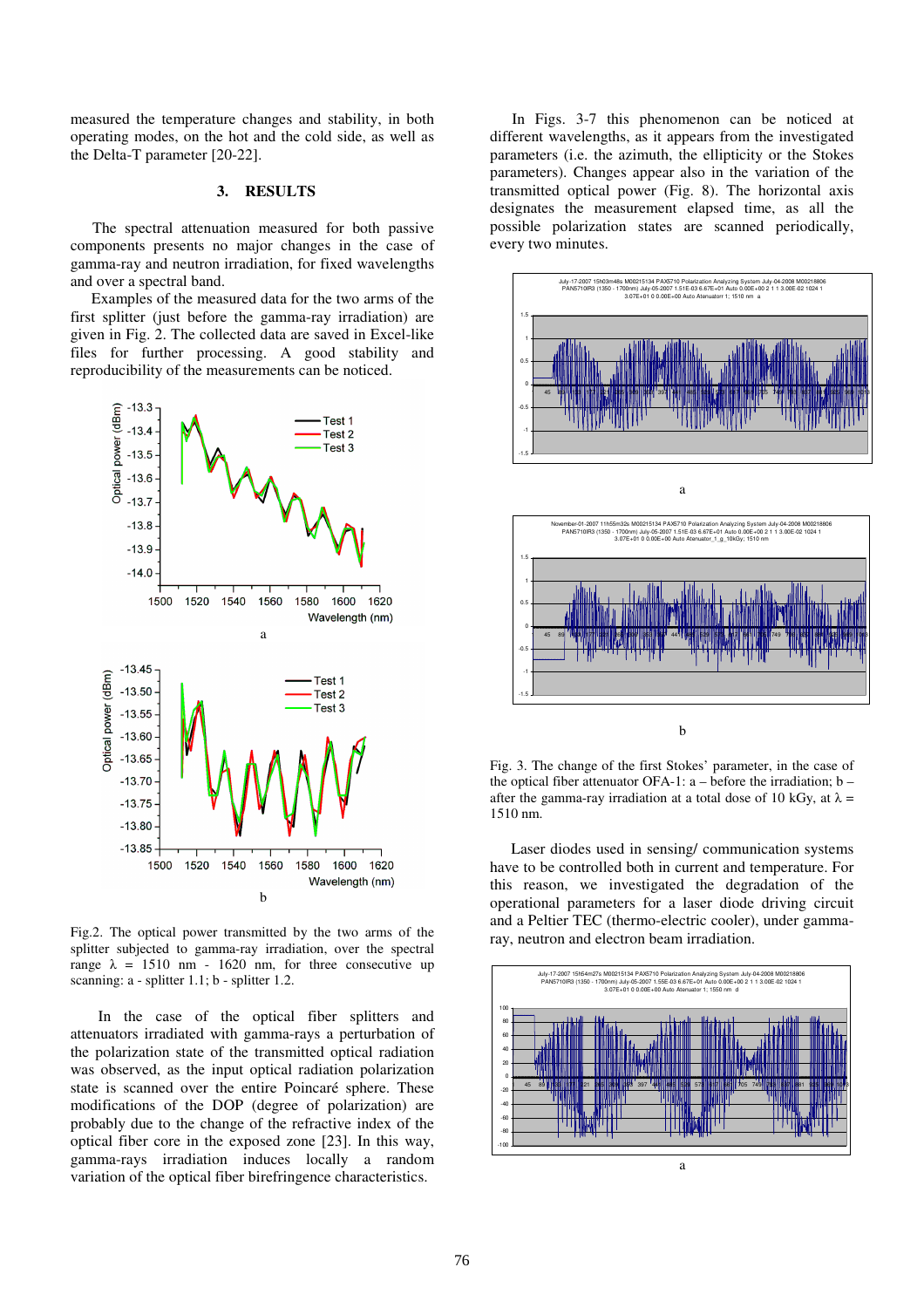measured the temperature changes and stability, in both operating modes, on the hot and the cold side, as well as the Delta-T parameter [20-22].

## 3. RESULTS

The spectral attenuation measured for both passive components presents no major changes in the case of gamma-ray and neutron irradiation, for fixed wavelengths and over a spectral band.

Examples of the measured data for the two arms of the first splitter (just before the gamma-ray irradiation) are given in Fig. 2. The collected data are saved in Excel-like files for further processing. A good stability and reproducibility of the measurements can be noticed.

Fig.2. The optical power transmitted by the two arms of the splitter subjected to gamma-ray irradiation, over the spectral range $\lambda$ = 1510 nm - 1620 nm, for three consecutive up scanning: a - splitter 1.1; b - splitter 1.2.

In the case of the optical fiber splitters and attenuators irradiated with gamma-rays a perturbation of the polarization state of the transmitted optical radiation was observed, as the input optical radiation polarization state is scanned over the entire Poincaré sphere. These modifications of the DOP (degree of polarization) are probably due to the change of the refractive index of the optical fiber core in the exposed zone [23]. In this way, gamma-rays irradiation induces locally a random variation of the optical fiber birefringence characteristics.

In Figs. 3-7 this phenomenon can be noticed at different wavelengths, as it appears from the investigated parameters (i.e. the azimuth, the ellipticity or the Stokes parameters). Changes appear also in the variation of the transmitted optical power (Fig. 8). The horizontal axis designates the measurement elapsed time, as all the possible polarization states are scanned periodically, every two minutes.

Fig. 3. The change of the first Stokes' parameter, in the case of the optical fiber attenuator OFA-1: a – before the irradiation; b – after the gamma-ray irradiation at a total dose of 10 kGy, at $\lambda$ = 1510 nm.

Laser diodes used in sensing/ communication systems have to be controlled both in current and temperature. For this reason, we investigated the degradation of the operational parameters for a laser diode driving circuit and a Peltier TEC (thermo-electric cooler), under gamma-ray, neutron and electron beam irradiation.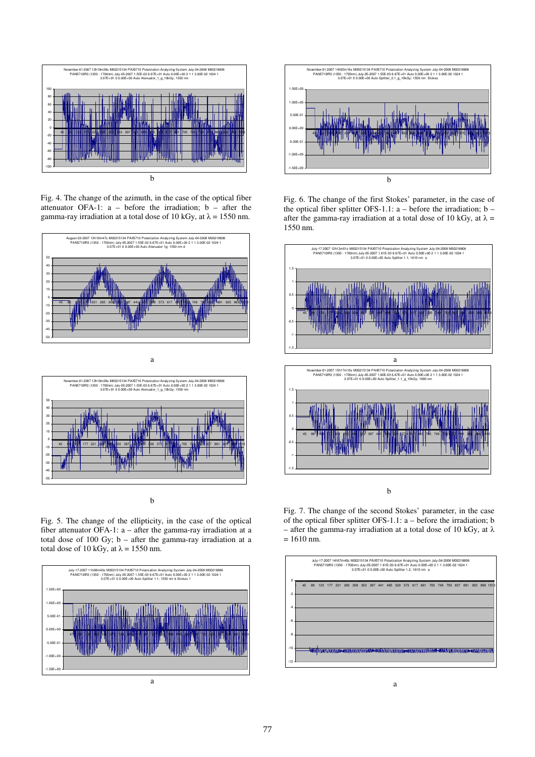b

Fig. 4. The change of the azimuth, in the case of the optical fiber attenuator OFA-1: a – before the irradiation; b – after the gamma-ray irradiation at a total dose of 10 kGy, at $\lambda = 1550$ nm.

a

b

Fig. 5. The change of the ellipticity, in the case of the optical fiber attenuator OFA-1: a – after the gamma-ray irradiation at a total dose of 100 Gy; b – after the gamma-ray irradiation at a total dose of 10 kGy, at $\lambda = 1550$ nm.

a

b

Fig. 6. The change of the first Stokes' parameter, in the case of the optical fiber splitter OFS-1.1: a – before the irradiation; b – after the gamma-ray irradiation at a total dose of 10 kGy, at $\lambda = 1550$ nm.

a

b

Fig. 7. The change of the second Stokes' parameter, in the case of the optical fiber splitter OFS-1.1: a – before the irradiation; b – after the gamma-ray irradiation at a total dose of 10 kGy, at $\lambda = 1610$ nm.

a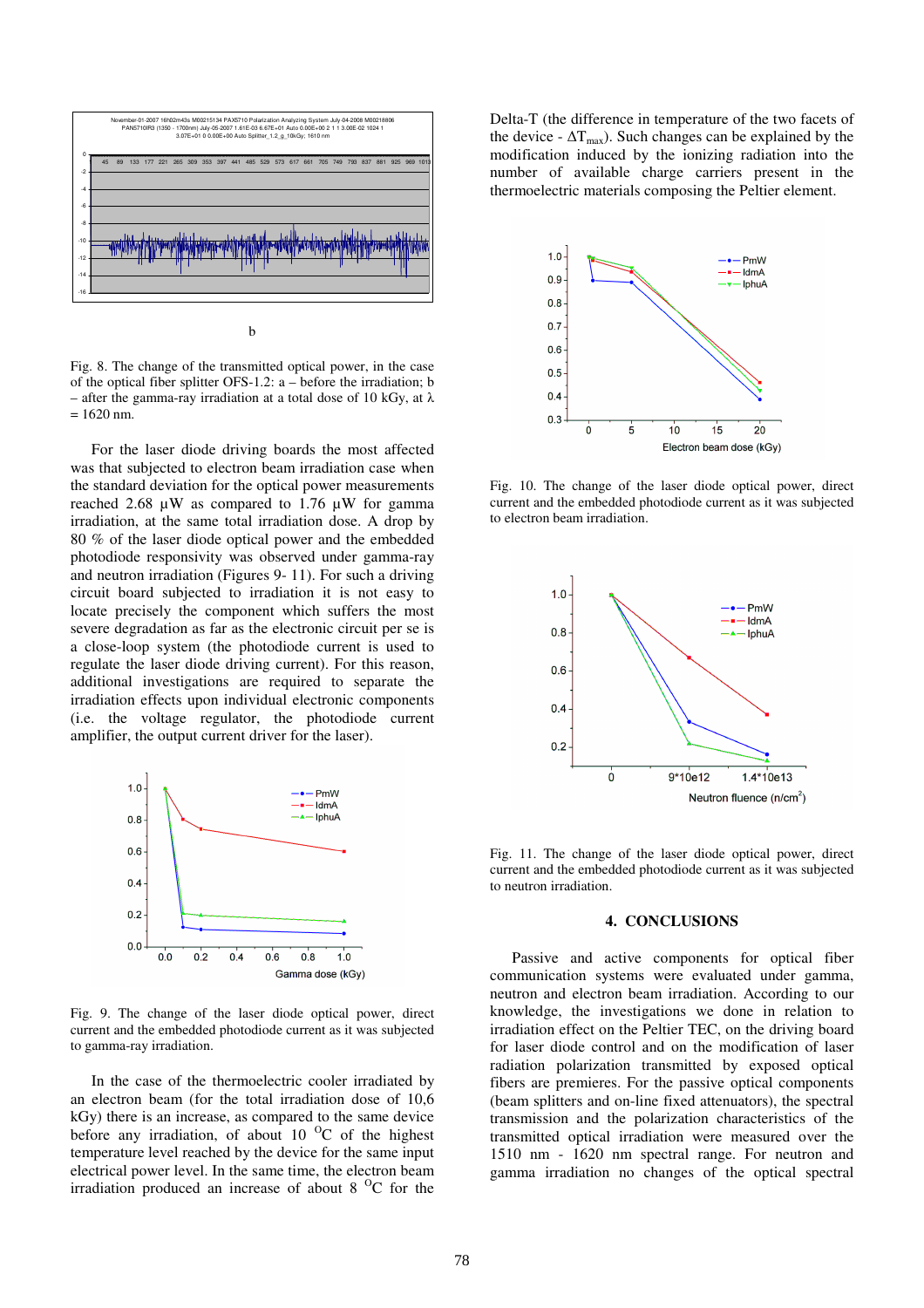b

Fig. 8. The change of the transmitted optical power, in the case of the optical fiber splitter OFS-1.2: a – before the irradiation; b – after the gamma-ray irradiation at a total dose of 10 kGy, at λ = 1620 nm.

For the laser diode driving boards the most affected was that subjected to electron beam irradiation case when the standard deviation for the optical power measurements reached 2.68 μW as compared to 1.76 μW for gamma irradiation, at the same total irradiation dose. A drop by 80 % of the laser diode optical power and the embedded photodiode responsivity was observed under gamma-ray and neutron irradiation (Figures 9- 11). For such a driving circuit board subjected to irradiation it is not easy to locate precisely the component which suffers the most severe degradation as far as the electronic circuit per se is a close-loop system (the photodiode current is used to regulate the laser diode driving current). For this reason, additional investigations are required to separate the irradiation effects upon individual electronic components (i.e. the voltage regulator, the photodiode current amplifier, the output current driver for the laser).

Fig. 9. The change of the laser diode optical power, direct current and the embedded photodiode current as it was subjected to gamma-ray irradiation.

In the case of the thermoelectric cooler irradiated by an electron beam (for the total irradiation dose of 10,6 kGy) there is an increase, as compared to the same device before any irradiation, of about 10 $^{O}$C of the highest temperature level reached by the device for the same input electrical power level. In the same time, the electron beam irradiation produced an increase of about 8 $^{O}$C for the Delta-T (the difference in temperature of the two facets of the device - $\Delta T_{max}$). Such changes can be explained by the modification induced by the ionizing radiation into the number of available charge carriers present in the thermoelectric materials composing the Peltier element.

Fig. 10. The change of the laser diode optical power, direct current and the embedded photodiode current as it was subjected to electron beam irradiation.

Fig. 11. The change of the laser diode optical power, direct current and the embedded photodiode current as it was subjected to neutron irradiation.

## 4. CONCLUSIONS

Passive and active components for optical fiber communication systems were evaluated under gamma, neutron and electron beam irradiation. According to our knowledge, the investigations we done in relation to irradiation effect on the Peltier TEC, on the driving board for laser diode control and on the modification of laser radiation polarization transmitted by exposed optical fibers are premieres. For the passive optical components (beam splitters and on-line fixed attenuators), the spectral transmission and the polarization characteristics of the transmitted optical irradiation were measured over the 1510 nm - 1620 nm spectral range. For neutron and gamma irradiation no changes of the optical spectral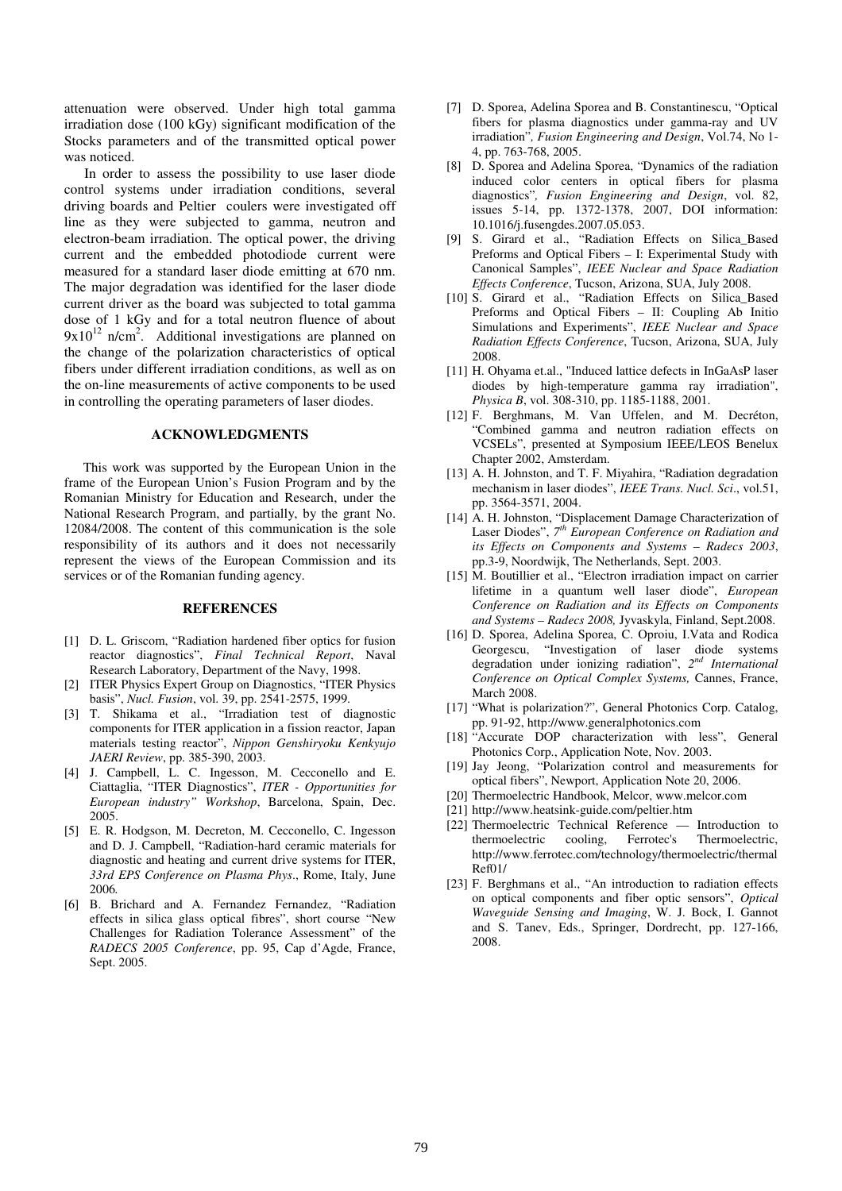attenuation were observed. Under high total gamma irradiation dose (100 kGy) significant modification of the Stocks parameters and of the transmitted optical power was noticed.

In order to assess the possibility to use laser diode control systems under irradiation conditions, several driving boards and Peltier coulers were investigated off line as they were subjected to gamma, neutron and electron-beam irradiation. The optical power, the driving current and the embedded photodiode current were measured for a standard laser diode emitting at 670 nm. The major degradation was identified for the laser diode current driver as the board was subjected to total gamma dose of 1 kGy and for a total neutron fluence of about $9x10^{12}$ n/cm$^2$. Additional investigations are planned on the change of the polarization characteristics of optical fibers under different irradiation conditions, as well as on the on-line measurements of active components to be used in controlling the operating parameters of laser diodes.

## ACKNOWLEDGMENTS

This work was supported by the European Union in the frame of the European Union's Fusion Program and by the Romanian Ministry for Education and Research, under the National Research Program, and partially, by the grant No. 12084/2008. The content of this communication is the sole responsibility of its authors and it does not necessarily represent the views of the European Commission and its services or of the Romanian funding agency.

## REFERENCES

[1] D. L. Griscom, "Radiation hardened fiber optics for fusion reactor diagnostics", *Final Technical Report*, Naval Research Laboratory, Department of the Navy, 1998.

[2] ITER Physics Expert Group on Diagnostics, "ITER Physics basis", *Nucl. Fusion*, vol. 39, pp. 2541-2575, 1999.

[3] T. Shikama et al., "Irradiation test of diagnostic components for ITER application in a fission reactor, Japan materials testing reactor", *Nippon Genshiryoku Kenkyujo JAERI Review*, pp. 385-390, 2003.

[4] J. Campbell, L. C. Ingesson, M. Cecconello and E. Ciattaglia, "ITER Diagnostics", *ITER - Opportunities for European industry" Workshop*, Barcelona, Spain, Dec. 2005.

[5] E. R. Hodgson, M. Decreton, M. Cecconello, C. Ingesson and D. J. Campbell, "Radiation-hard ceramic materials for diagnostic and heating and current drive systems for ITER, *33rd EPS Conference on Plasma Phys*., Rome, Italy, June 2006.

[6] B. Brichard and A. Fernandez Fernandez, "Radiation effects in silica glass optical fibres", short course "New Challenges for Radiation Tolerance Assessment" of the *RADECS 2005 Conference*, pp. 95, Cap d'Agde, France, Sept. 2005.

[7] D. Sporea, Adelina Sporea and B. Constantinescu, "Optical fibers for plasma diagnostics under gamma-ray and UV irradiation", *Fusion Engineering and Design*, Vol.74, No 1-4, pp. 763-768, 2005.

[8] D. Sporea and Adelina Sporea, "Dynamics of the radiation induced color centers in optical fibers for plasma diagnostics", *Fusion Engineering and Design*, vol. 82, issues 5-14, pp. 1372-1378, 2007, DOI information: 10.1016/j.fusengdes.2007.05.053.

[9] S. Girard et al., "Radiation Effects on Silica_Based Preforms and Optical Fibers – I: Experimental Study with Canonical Samples", *IEEE Nuclear and Space Radiation Effects Conference*, Tucson, Arizona, SUA, July 2008.

[10] S. Girard et al., "Radiation Effects on Silica_Based Preforms and Optical Fibers – II: Coupling Ab Initio Simulations and Experiments", *IEEE Nuclear and Space Radiation Effects Conference*, Tucson, Arizona, SUA, July 2008.

[11] H. Ohyama et.al., "Induced lattice defects in InGaAsP laser diodes by high-temperature gamma ray irradiation", *Physica B*, vol. 308-310, pp. 1185-1188, 2001.

[12] F. Berghmans, M. Van Uffelen, and M. Decréton, "Combined gamma and neutron radiation effects on VCSELs", presented at Symposium IEEE/LEOS Benelux Chapter 2002, Amsterdam.

[13] A. H. Johnston, and T. F. Miyahira, "Radiation degradation mechanism in laser diodes", *IEEE Trans. Nucl. Sci*., vol.51, pp. 3564-3571, 2004.

[14] A. H. Johnston, "Displacement Damage Characterization of Laser Diodes", *7th European Conference on Radiation and its Effects on Components and Systems – Radecs 2003*, pp.3-9, Noordwijk, The Netherlands, Sept. 2003.

[15] M. Boutillier et al., "Electron irradiation impact on carrier lifetime in a quantum well laser diode", *European Conference on Radiation and its Effects on Components and Systems – Radecs 2008,* Jyvaskyla, Finland, Sept.2008.

[16] D. Sporea, Adelina Sporea, C. Oproiu, I.Vata and Rodica Georgescu, "Investigation of laser diode systems degradation under ionizing radiation", *2nd International Conference on Optical Complex Systems,* Cannes, France, March 2008.

[17] "What is polarization?", General Photonics Corp. Catalog, pp. 91-92, http://www.generalphotonics.com

[18] "Accurate DOP characterization with less", General Photonics Corp., Application Note, Nov. 2003.

[19] Jay Jeong, "Polarization control and measurements for optical fibers", Newport, Application Note 20, 2006.

[20] Thermoelectric Handbook, Melcor, www.melcor.com

[21] http://www.heatsink-guide.com/peltier.htm

[22] Thermoelectric Technical Reference — Introduction to thermoelectric cooling, Ferrotec's Thermoelectric, http://www.ferrotec.com/technology/thermoelectric/thermalRef01/

[23] F. Berghmans et al., "An introduction to radiation effects on optical components and fiber optic sensors", *Optical Waveguide Sensing and Imaging*, W. J. Bock, I. Gannot and S. Tanev, Eds., Springer, Dordrecht, pp. 127-166, 2008.